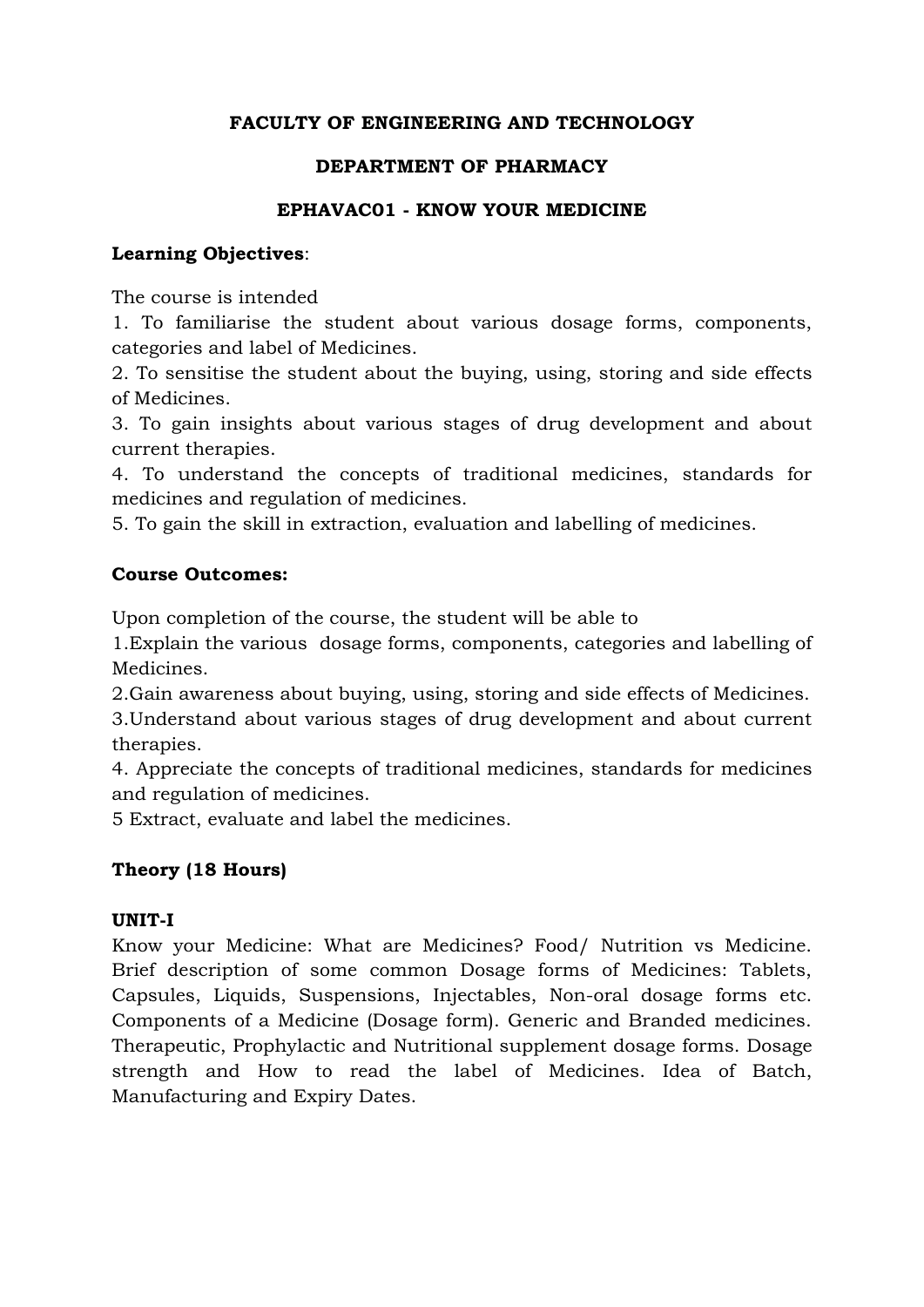# FACULTY OF ENGINEERING AND TECHNOLOGY

## DEPARTMENT OF PHARMACY

### EPHAVAC01 - KNOW YOUR MEDICINE

**Learning Objectives**:

The course is intended

1. To familiarise the student about various dosage forms, components, categories and label of Medicines.
2. To sensitise the student about the buying, using, storing and side effects of Medicines.
3. To gain insights about various stages of drug development and about current therapies.
4. To understand the concepts of traditional medicines, standards for medicines and regulation of medicines.
5. To gain the skill in extraction, evaluation and labelling of medicines.

**Course Outcomes:**

Upon completion of the course, the student will be able to

1. Explain the various dosage forms, components, categories and labelling of Medicines.
2. Gain awareness about buying, using, storing and side effects of Medicines.
3. Understand about various stages of drug development and about current therapies.
4. Appreciate the concepts of traditional medicines, standards for medicines and regulation of medicines.
5. Extract, evaluate and label the medicines.

**Theory (18 Hours)**

**UNIT-I**

Know your Medicine: What are Medicines? Food/ Nutrition vs Medicine. Brief description of some common Dosage forms of Medicines: Tablets, Capsules, Liquids, Suspensions, Injectables, Non-oral dosage forms etc. Components of a Medicine (Dosage form). Generic and Branded medicines. Therapeutic, Prophylactic and Nutritional supplement dosage forms. Dosage strength and How to read the label of Medicines. Idea of Batch, Manufacturing and Expiry Dates.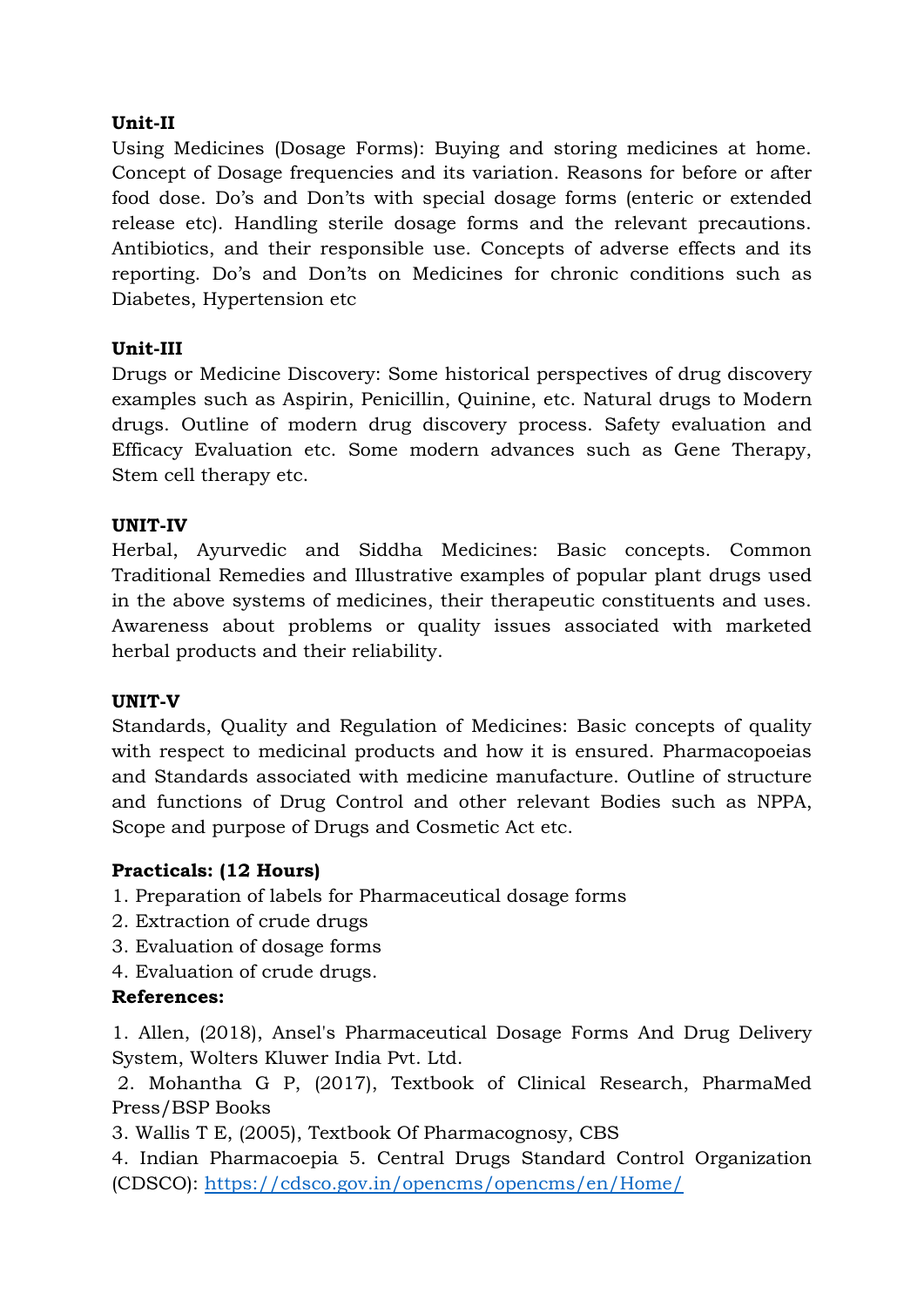**Unit-II**

Using Medicines (Dosage Forms): Buying and storing medicines at home. Concept of Dosage frequencies and its variation. Reasons for before or after food dose. Do's and Don'ts with special dosage forms (enteric or extended release etc). Handling sterile dosage forms and the relevant precautions. Antibiotics, and their responsible use. Concepts of adverse effects and its reporting. Do's and Don'ts on Medicines for chronic conditions such as Diabetes, Hypertension etc

**Unit-III**

Drugs or Medicine Discovery: Some historical perspectives of drug discovery examples such as Aspirin, Penicillin, Quinine, etc. Natural drugs to Modern drugs. Outline of modern drug discovery process. Safety evaluation and Efficacy Evaluation etc. Some modern advances such as Gene Therapy, Stem cell therapy etc.

**UNIT-IV**

Herbal, Ayurvedic and Siddha Medicines: Basic concepts. Common Traditional Remedies and Illustrative examples of popular plant drugs used in the above systems of medicines, their therapeutic constituents and uses. Awareness about problems or quality issues associated with marketed herbal products and their reliability.

**UNIT-V**

Standards, Quality and Regulation of Medicines: Basic concepts of quality with respect to medicinal products and how it is ensured. Pharmacopoeias and Standards associated with medicine manufacture. Outline of structure and functions of Drug Control and other relevant Bodies such as NPPA, Scope and purpose of Drugs and Cosmetic Act etc.

**Practicals: (12 Hours)**

1. Preparation of labels for Pharmaceutical dosage forms
2. Extraction of crude drugs
3. Evaluation of dosage forms
4. Evaluation of crude drugs.

**References:**

1. Allen, (2018), Ansel's Pharmaceutical Dosage Forms And Drug Delivery System, Wolters Kluwer India Pvt. Ltd.

2. Mohantha G P, (2017), Textbook of Clinical Research, PharmaMed Press/BSP Books

3. Wallis T E, (2005), Textbook Of Pharmacognosy, CBS

4. Indian Pharmacoepia 5. Central Drugs Standard Control Organization (CDSCO): https://cdsco.gov.in/opencms/opencms/en/Home/